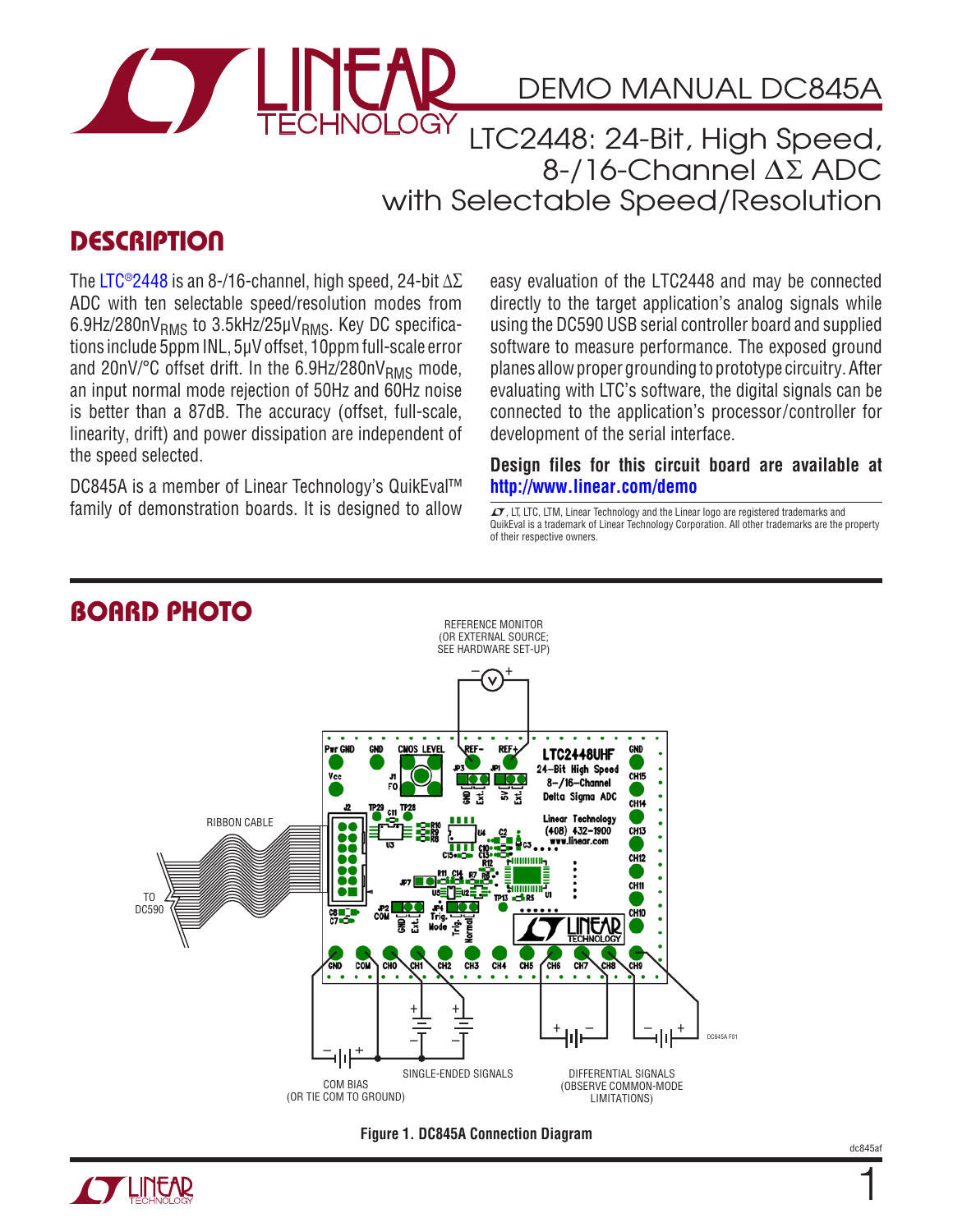# DEMO MANUAL DC845A

## LTC2448: 24-Bit, High Speed, 8-/16-Channel ΔΣ ADC with Selectable Speed/Resolution

## DESCRIPTION

The LTC®2448 is an 8-/16-channel, high speed, 24-bit ΔΣ ADC with ten selectable speed/resolution modes from 6.9Hz/280nV$_{RMS}$ to 3.5kHz/25µV$_{RMS}$. Key DC specifications include 5ppm INL, 5µV offset, 10ppm full-scale error and 20nV/°C offset drift. In the 6.9Hz/280nV$_{RMS}$ mode, an input normal mode rejection of 50Hz and 60Hz noise is better than a 87dB. The accuracy (offset, full-scale, linearity, drift) and power dissipation are independent of the speed selected.

DC845A is a member of Linear Technology's QuikEval™ family of demonstration boards. It is designed to allow easy evaluation of the LTC2448 and may be connected directly to the target application's analog signals while using the DC590 USB serial controller board and supplied software to measure performance. The exposed ground planes allow proper grounding to prototype circuitry. After evaluating with LTC's software, the digital signals can be connected to the application's processor/controller for development of the serial interface.

**Design files for this circuit board are available at http://www.linear.com/demo**

LT, LTC, LTM, Linear Technology and the Linear logo are registered trademarks and QuikEval is a trademark of Linear Technology Corporation. All other trademarks are the property of their respective owners.

## BOARD PHOTO

Figure 1. DC845A Connection Diagram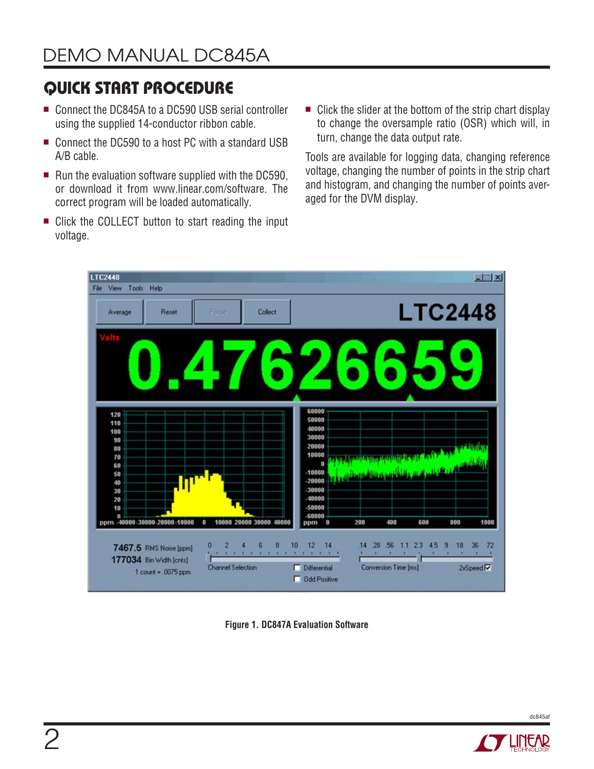## QUICK START PROCEDURE

- Connect the DC845A to a DC590 USB serial controller using the supplied 14-conductor ribbon cable.
- Connect the DC590 to a host PC with a standard USB A/B cable.
- Run the evaluation software supplied with the DC590, or download it from www.linear.com/software. The correct program will be loaded automatically.
- Click the COLLECT button to start reading the input voltage.
- Click the slider at the bottom of the strip chart display to change the oversample ratio (OSR) which will, in turn, change the data output rate.

Tools are available for logging data, changing reference voltage, changing the number of points in the strip chart and histogram, and changing the number of points averaged for the DVM display.

**Figure 1. DC847A Evaluation Software**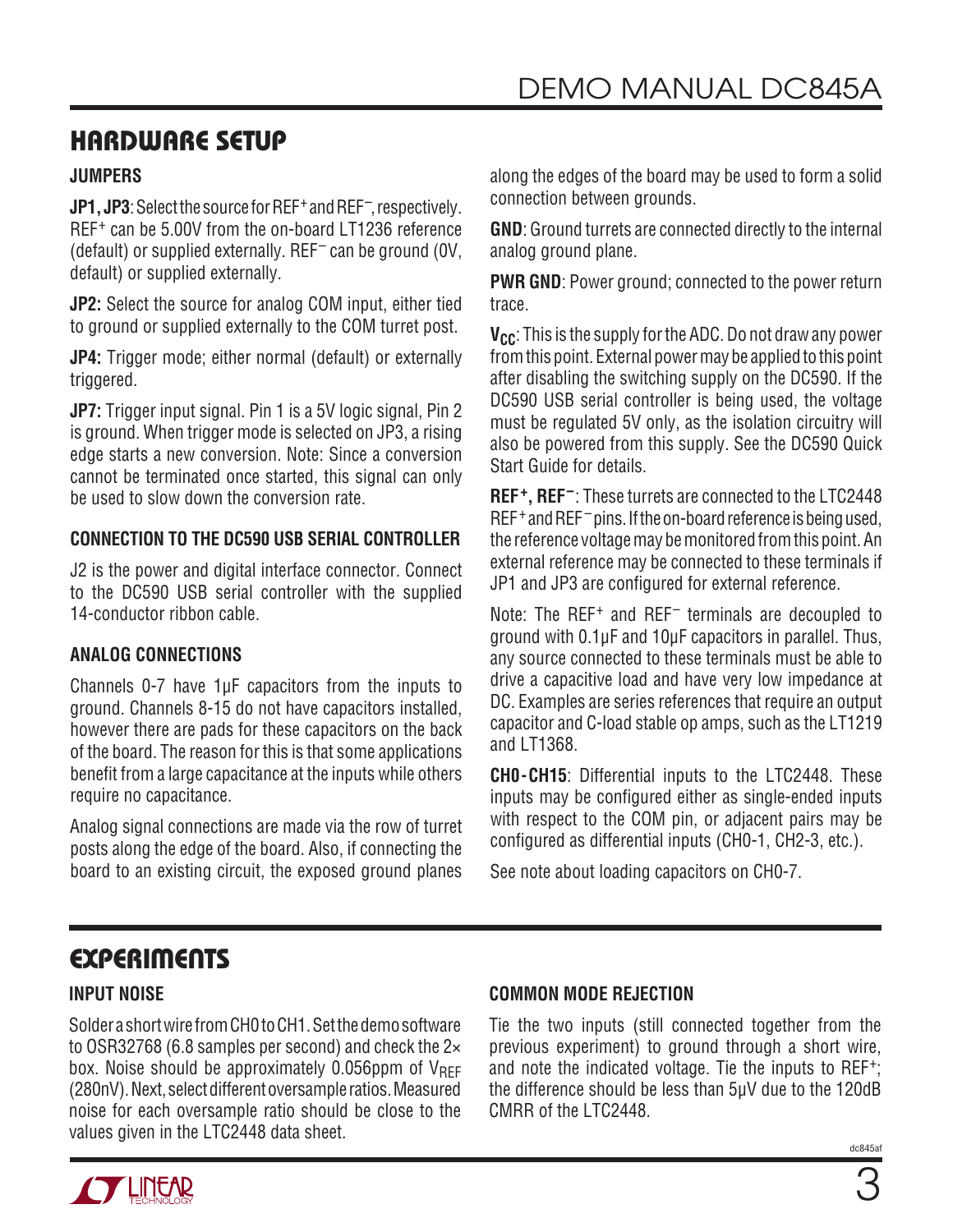## HARDWARE SETUP

### JUMPERS

**JP1, JP3**: Select the source for $REF^+$ and $REF^-$, respectively. $REF^+$ can be 5.00V from the on-board LT1236 reference (default) or supplied externally. $REF^-$ can be ground (0V, default) or supplied externally.

**JP2:** Select the source for analog COM input, either tied to ground or supplied externally to the COM turret post.

**JP4:** Trigger mode; either normal (default) or externally triggered.

**JP7:** Trigger input signal. Pin 1 is a 5V logic signal, Pin 2 is ground. When trigger mode is selected on JP3, a rising edge starts a new conversion. Note: Since a conversion cannot be terminated once started, this signal can only be used to slow down the conversion rate.

### CONNECTION TO THE DC590 USB SERIAL CONTROLLER

J2 is the power and digital interface connector. Connect to the DC590 USB serial controller with the supplied 14-conductor ribbon cable.

### ANALOG CONNECTIONS

Channels 0-7 have 1µF capacitors from the inputs to ground. Channels 8-15 do not have capacitors installed, however there are pads for these capacitors on the back of the board. The reason for this is that some applications benefit from a large capacitance at the inputs while others require no capacitance.

Analog signal connections are made via the row of turret posts along the edge of the board. Also, if connecting the board to an existing circuit, the exposed ground planes along the edges of the board may be used to form a solid connection between grounds.

**GND**: Ground turrets are connected directly to the internal analog ground plane.

**PWR GND**: Power ground; connected to the power return trace.

**$V_{CC}$**: This is the supply for the ADC. Do not draw any power from this point. External power may be applied to this point after disabling the switching supply on the DC590. If the DC590 USB serial controller is being used, the voltage must be regulated 5V only, as the isolation circuitry will also be powered from this supply. See the DC590 Quick Start Guide for details.

**$REF^+$, $REF^-$**: These turrets are connected to the LTC2448 $REF^+$ and $REF^-$ pins. If the on-board reference is being used, the reference voltage may be monitored from this point. An external reference may be connected to these terminals if JP1 and JP3 are configured for external reference.

Note: The $REF^+$ and $REF^-$ terminals are decoupled to ground with 0.1µF and 10µF capacitors in parallel. Thus, any source connected to these terminals must be able to drive a capacitive load and have very low impedance at DC. Examples are series references that require an output capacitor and C-load stable op amps, such as the LT1219 and LT1368.

**CH0-CH15**: Differential inputs to the LTC2448. These inputs may be configured either as single-ended inputs with respect to the COM pin, or adjacent pairs may be configured as differential inputs (CH0-1, CH2-3, etc.).

See note about loading capacitors on CH0-7.

## EXPERIMENTS

### INPUT NOISE

Solder a short wire from CH0 to CH1. Set the demo software to OSR32768 (6.8 samples per second) and check the 2× box. Noise should be approximately 0.056ppm of $V_{REF}$ (280nV). Next, select different oversample ratios. Measured noise for each oversample ratio should be close to the values given in the LTC2448 data sheet.

### COMMON MODE REJECTION

Tie the two inputs (still connected together from the previous experiment) to ground through a short wire, and note the indicated voltage. Tie the inputs to $REF^+$; the difference should be less than 5µV due to the 120dB CMRR of the LTC2448.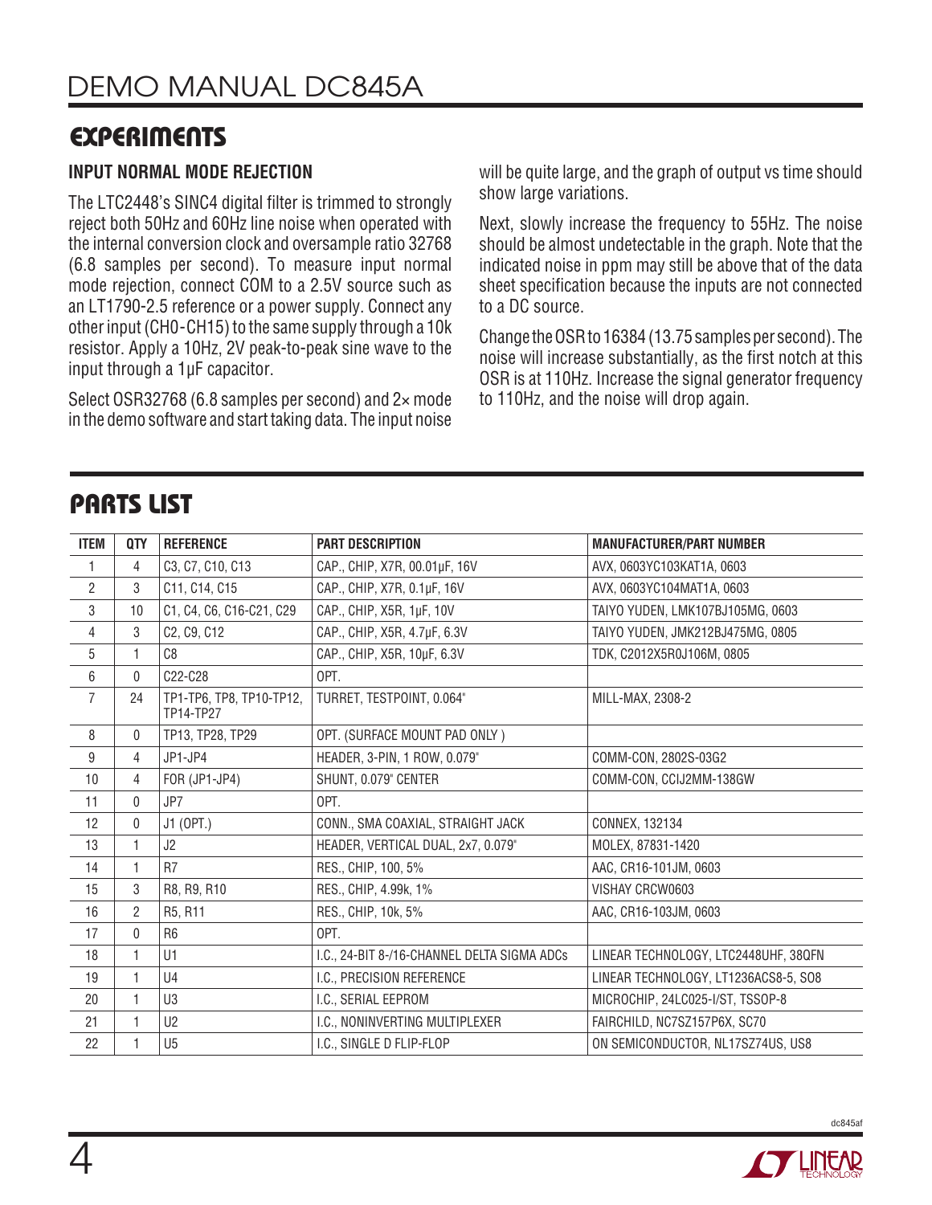## EXPERIMENTS

### INPUT NORMAL MODE REJECTION

The LTC2448's SINC4 digital filter is trimmed to strongly reject both 50Hz and 60Hz line noise when operated with the internal conversion clock and oversample ratio 32768 (6.8 samples per second). To measure input normal mode rejection, connect COM to a 2.5V source such as an LT1790-2.5 reference or a power supply. Connect any other input (CH0-CH15) to the same supply through a 10k resistor. Apply a 10Hz, 2V peak-to-peak sine wave to the input through a 1µF capacitor.

Select OSR32768 (6.8 samples per second) and 2× mode in the demo software and start taking data. The input noise will be quite large, and the graph of output vs time should show large variations.

Next, slowly increase the frequency to 55Hz. The noise should be almost undetectable in the graph. Note that the indicated noise in ppm may still be above that of the data sheet specification because the inputs are not connected to a DC source.

Change the OSR to 16384 (13.75 samples per second). The noise will increase substantially, as the first notch at this OSR is at 110Hz. Increase the signal generator frequency to 110Hz, and the noise will drop again.

## PARTS LIST

| ITEM | QTY | REFERENCE | PART DESCRIPTION | MANUFACTURER/PART NUMBER |
|---|---|---|---|---|
| 1 | 4 | C3, C7, C10, C13 | CAP., CHIP, X7R, 00.01µF, 16V | AVX, 0603YC103KAT1A, 0603 |
| 2 | 3 | C11, C14, C15 | CAP., CHIP, X7R, 0.1µF, 16V | AVX, 0603YC104MAT1A, 0603 |
| 3 | 10 | C1, C4, C6, C16-C21, C29 | CAP., CHIP, X5R, 1µF, 10V | TAIYO YUDEN, LMK107BJ105MG, 0603 |
| 4 | 3 | C2, C9, C12 | CAP., CHIP, X5R, 4.7µF, 6.3V | TAIYO YUDEN, JMK212BJ475MG, 0805 |
| 5 | 1 | C8 | CAP., CHIP, X5R, 10µF, 6.3V | TDK, C2012X5R0J106M, 0805 |
| 6 | 0 | C22-C28 | OPT. | |
| 7 | 24 | TP1-TP6, TP8, TP10-TP12, TP14-TP27 | TURRET, TESTPOINT, 0.064" | MILL-MAX, 2308-2 |
| 8 | 0 | TP13, TP28, TP29 | OPT. (SURFACE MOUNT PAD ONLY ) | |
| 9 | 4 | JP1-JP4 | HEADER, 3-PIN, 1 ROW, 0.079" | COMM-CON, 2802S-03G2 |
| 10 | 4 | FOR (JP1-JP4) | SHUNT, 0.079" CENTER | COMM-CON, CCIJ2MM-138GW |
| 11 | 0 | JP7 | OPT. | |
| 12 | 0 | J1 (OPT.) | CONN., SMA COAXIAL, STRAIGHT JACK | CONNEX, 132134 |
| 13 | 1 | J2 | HEADER, VERTICAL DUAL, 2x7, 0.079" | MOLEX, 87831-1420 |
| 14 | 1 | R7 | RES., CHIP, 100, 5% | AAC, CR16-101JM, 0603 |
| 15 | 3 | R8, R9, R10 | RES., CHIP, 4.99k, 1% | VISHAY CRCW0603 |
| 16 | 2 | R5, R11 | RES., CHIP, 10k, 5% | AAC, CR16-103JM, 0603 |
| 17 | 0 | R6 | OPT. | |
| 18 | 1 | U1 | I.C., 24-BIT 8-/16-CHANNEL DELTA SIGMA ADCs | LINEAR TECHNOLOGY, LTC2448UHF, 38QFN |
| 19 | 1 | U4 | I.C., PRECISION REFERENCE | LINEAR TECHNOLOGY, LT1236ACS8-5, SO8 |
| 20 | 1 | U3 | I.C., SERIAL EEPROM | MICROCHIP, 24LC025-I/ST, TSSOP-8 |
| 21 | 1 | U2 | I.C., NONINVERTING MULTIPLEXER | FAIRCHILD, NC7SZ157P6X, SC70 |
| 22 | 1 | U5 | I.C., SINGLE D FLIP-FLOP | ON SEMICONDUCTOR, NL17SZ74US, US8 |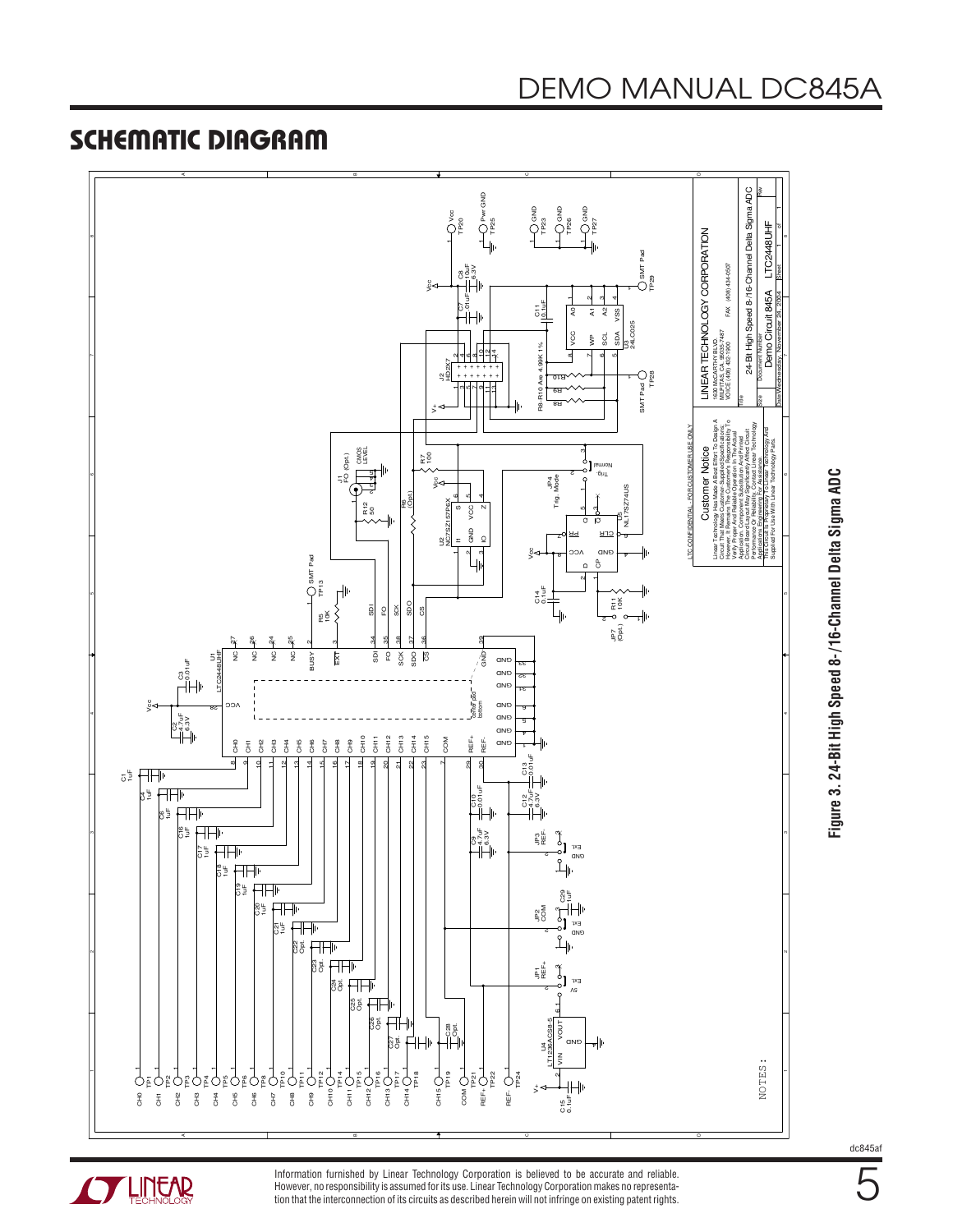## SCHEMATIC DIAGRAM

**Figure 3. 24-Bit High Speed 8-/16-Channel Delta Sigma ADC**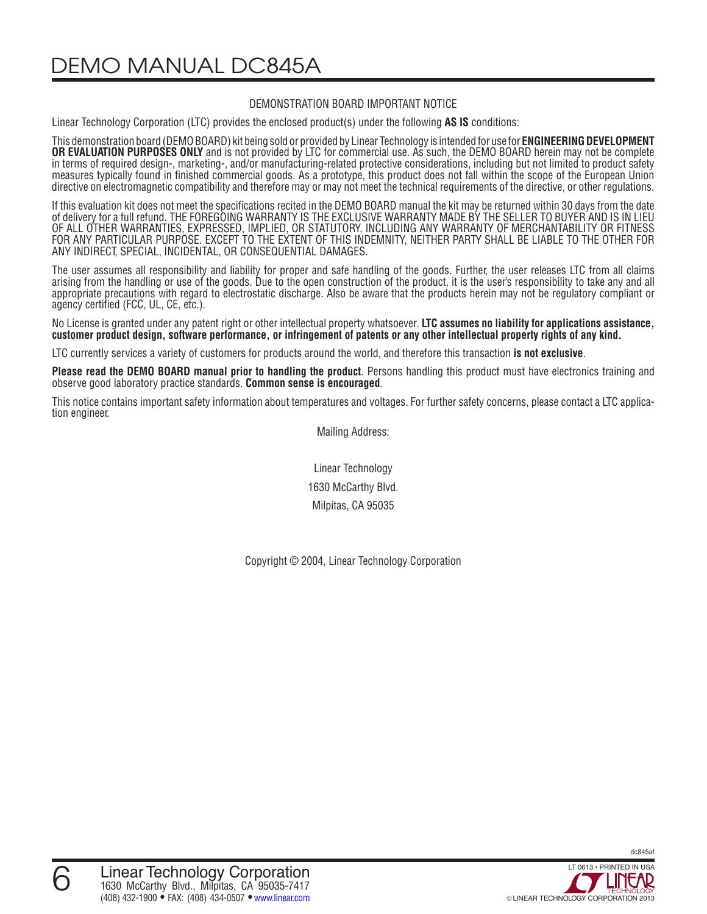## DEMONSTRATION BOARD IMPORTANT NOTICE

Linear Technology Corporation (LTC) provides the enclosed product(s) under the following **AS IS** conditions:

This demonstration board (DEMO BOARD) kit being sold or provided by Linear Technology is intended for use for **ENGINEERING DEVELOPMENT OR EVALUATION PURPOSES ONLY** and is not provided by LTC for commercial use. As such, the DEMO BOARD herein may not be complete in terms of required design-, marketing-, and/or manufacturing-related protective considerations, including but not limited to product safety measures typically found in finished commercial goods. As a prototype, this product does not fall within the scope of the European Union directive on electromagnetic compatibility and therefore may or may not meet the technical requirements of the directive, or other regulations.

If this evaluation kit does not meet the specifications recited in the DEMO BOARD manual the kit may be returned within 30 days from the date of delivery for a full refund. THE FOREGOING WARRANTY IS THE EXCLUSIVE WARRANTY MADE BY THE SELLER TO BUYER AND IS IN LIEU OF ALL OTHER WARRANTIES, EXPRESSED, IMPLIED, OR STATUTORY, INCLUDING ANY WARRANTY OF MERCHANTABILITY OR FITNESS FOR ANY PARTICULAR PURPOSE. EXCEPT TO THE EXTENT OF THIS INDEMNITY, NEITHER PARTY SHALL BE LIABLE TO THE OTHER FOR ANY INDIRECT, SPECIAL, INCIDENTAL, OR CONSEQUENTIAL DAMAGES.

The user assumes all responsibility and liability for proper and safe handling of the goods. Further, the user releases LTC from all claims arising from the handling or use of the goods. Due to the open construction of the product, it is the user's responsibility to take any and all appropriate precautions with regard to electrostatic discharge. Also be aware that the products herein may not be regulatory compliant or agency certified (FCC, UL, CE, etc.).

No License is granted under any patent right or other intellectual property whatsoever. **LTC assumes no liability for applications assistance, customer product design, software performance, or infringement of patents or any other intellectual property rights of any kind.**

LTC currently services a variety of customers for products around the world, and therefore this transaction **is not exclusive**.

**Please read the DEMO BOARD manual prior to handling the product**. Persons handling this product must have electronics training and observe good laboratory practice standards. **Common sense is encouraged**.

This notice contains important safety information about temperatures and voltages. For further safety concerns, please contact a LTC application engineer.

Mailing Address:

Linear Technology
1630 McCarthy Blvd.
Milpitas, CA 95035

Copyright © 2004, Linear Technology Corporation

Linear Technology Corporation
1630 McCarthy Blvd., Milpitas, CA 95035-7417
(408) 432-1900 • FAX: (408) 434-0507 • www.linear.com

LT 0613 • PRINTED IN USA
© LINEAR TECHNOLOGY CORPORATION 2013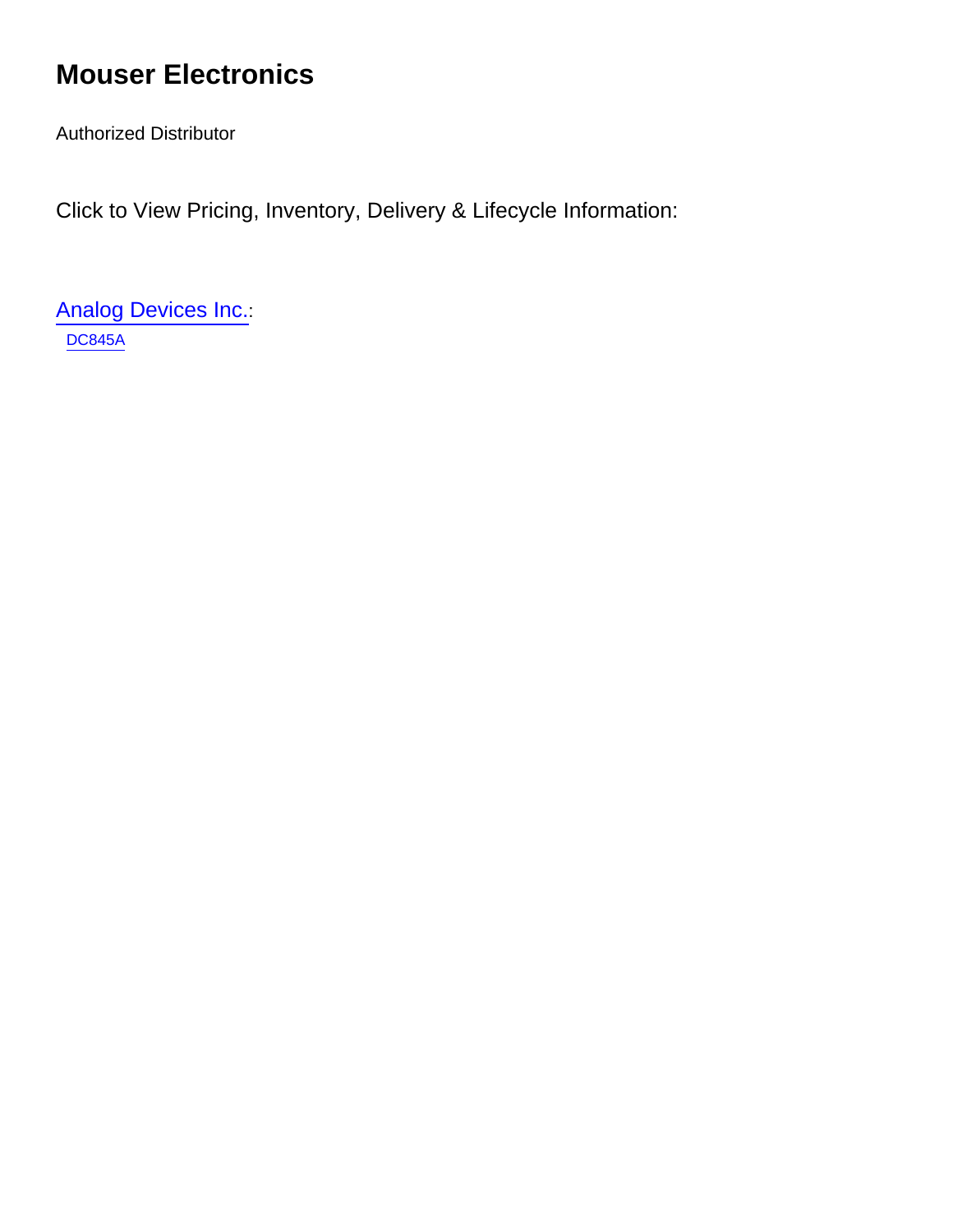# Mouser Electronics

Authorized Distributor

Click to View Pricing, Inventory, Delivery & Lifecycle Information:

Analog Devices Inc.:

DC845A